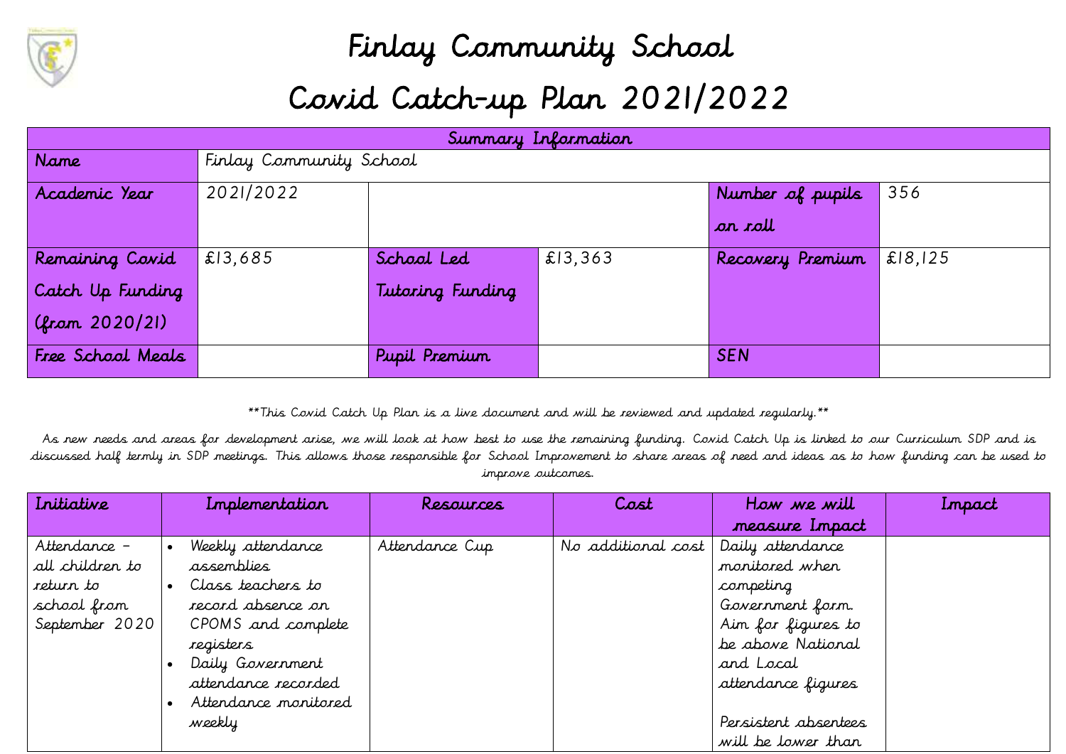# Finlay Community School

# Covid Catch-up Plan 2021/2022

| Summary Information | | | | | |
|---|---|---|---|---|---|
| Name | Finlay Community School | | | | |
| Academic Year | 2021/2022 | | | Number of pupils on roll | 356 |
| Remaining Covid Catch Up Funding (from 2020/21) | £13,685 | School Led Tutoring Funding | £13,363 | Recovery Premium | £18,125 |
| Free School Meals | | Pupil Premium | | SEN | |

**This Covid Catch Up Plan is a live document and will be reviewed and updated regularly.**

As new needs and areas for development arise, we will look at how best to use the remaining funding. Covid Catch Up is linked to our Curriculum SDP and is discussed half termly in SDP meetings. This allows those responsible for School Improvement to share areas of need and ideas as to how funding can be used to improve outcomes.

| Initiative | Implementation | Resources | Cost | How we will measure Impact | Impact |
|---|---|---|---|---|---|
| Attendance – all children to return to school from September 2020 | • Weekly attendance assemblies<br>• Class teachers to record absence on CPOMS and complete registers<br>• Daily Government attendance recorded<br>• Attendance monitored weekly | Attendance Cup | No additional cost | Daily attendance monitored when competing Government form. Aim for figures to be above National and Local attendance figures<br><br>Persistent absentees will be lower than | |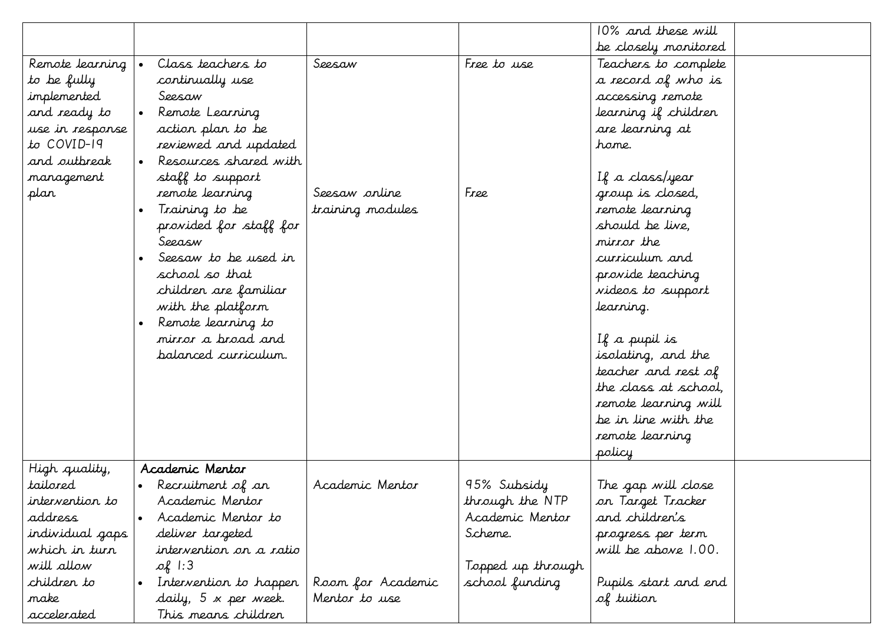| | | | | | |
|---|---|---|---|---|---|
| | | | | 10% and these will be closely monitored | |
| Remote learning to be fully implemented and ready to use in response to COVID-19 and outbreak management plan | • Class teachers to continually use Seesaw<br>• Remote Learning action plan to be reviewed and updated<br>• Resources shared with staff to support remote learning<br>• Training to be provided for staff for Seeasw<br>• Seesaw to be used in school so that children are familiar with the platform<br>• Remote learning to mirror a broad and balanced curriculum. | Seesaw<br><br>Seesaw online training modules | Free to use<br><br>Free | Teachers to complete a record of who is accessing remote learning if children are learning at home.<br><br>If a class/year group is closed, remote learning should be live, mirror the curriculum and provide teaching videos to support learning.<br><br>If a pupil is isolating, and the teacher and rest of the class at school, remote learning will be in line with the remote learning policy | |
| High quality, tailored intervention to address individual gaps which in turn will allow children to make accelerated | **Academic Mentor**<br>• Recruitment of an Academic Mentor<br>• Academic Mentor to deliver targeted intervention on a ratio of 1:3<br>• Intervention to happen daily, 5 x per week. This means children | Academic Mentor<br><br>Room for Academic Mentor to use | 95% Subsidy through the NTP Academic Mentor Scheme.<br><br>Topped up through school funding | The gap will close on Target Tracker and children's progress per term will be above 1.00.<br><br>Pupils start and end of tuition | |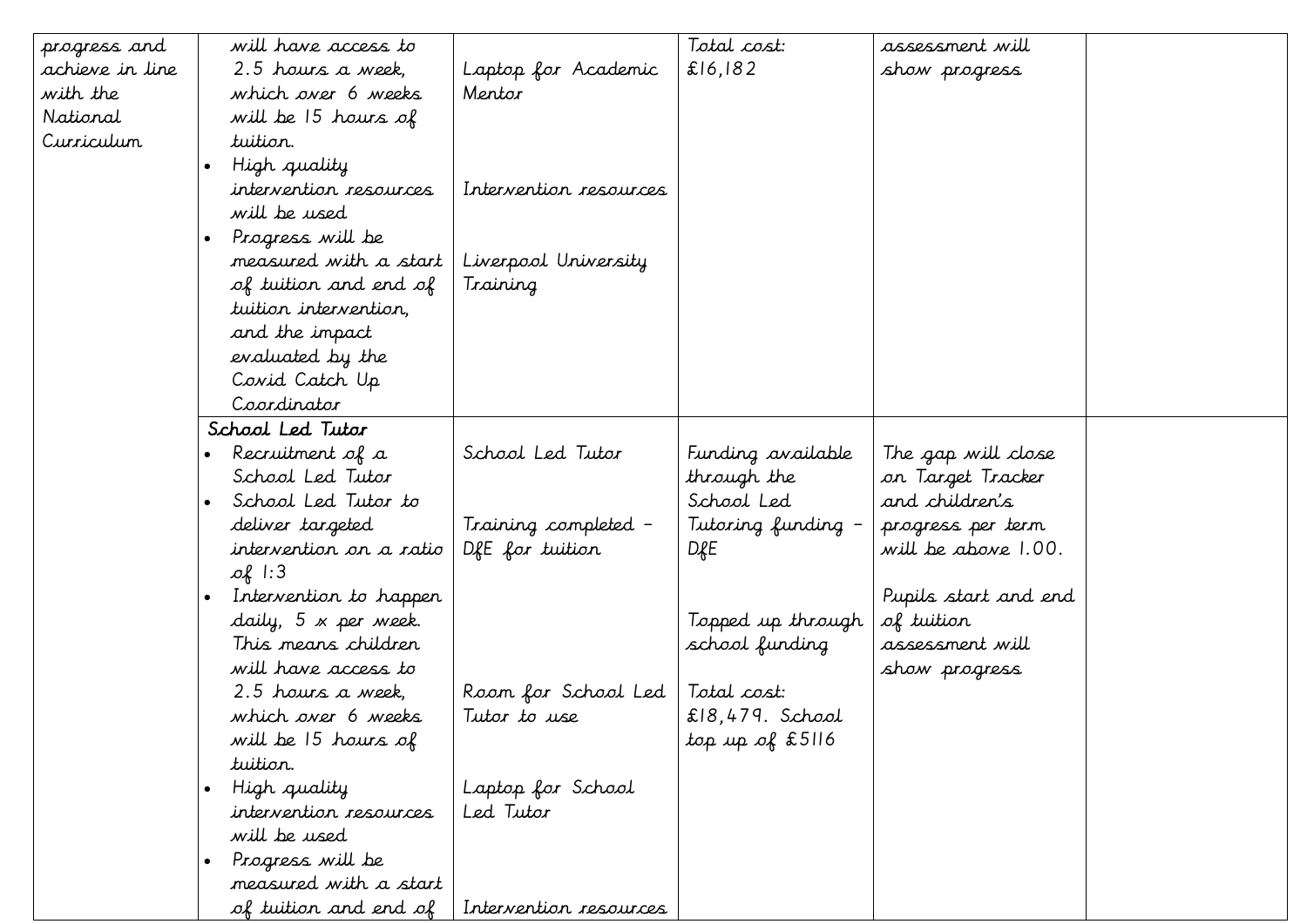| | | | | | |
|---|---|---|---|---|---|
| progress and achieve in line with the National Curriculum | will have access to 2.5 hours a week, which over 6 weeks will be 15 hours of tuition.<br>• High quality intervention resources will be used<br>• Progress will be measured with a start of tuition and end of tuition intervention, and the impact evaluated by the Covid Catch Up Coordinator | Laptop for Academic Mentor<br><br>Intervention resources<br><br>Liverpool University Training | Total cost: £16,182 | assessment will show progress | |
| | School Led Tutor<br>• Recruitment of a School Led Tutor<br>• School Led Tutor to deliver targeted intervention on a ratio of 1:3<br>• Intervention to happen daily, 5 x per week. This means children will have access to 2.5 hours a week, which over 6 weeks will be 15 hours of tuition.<br>• High quality intervention resources will be used<br>• Progress will be measured with a start of tuition and end of | School Led Tutor<br><br>Training completed – DfE for tuition<br><br>Room for School Led Tutor to use<br><br>Laptop for School Led Tutor<br><br>Intervention resources | Funding available through the School Led Tutoring funding – DfE<br><br>Topped up through school funding<br><br>Total cost: £18,479. School top up of £5116 | The gap will close on Target Tracker and children's progress per term will be above 1.00.<br><br>Pupils start and end of tuition assessment will show progress | |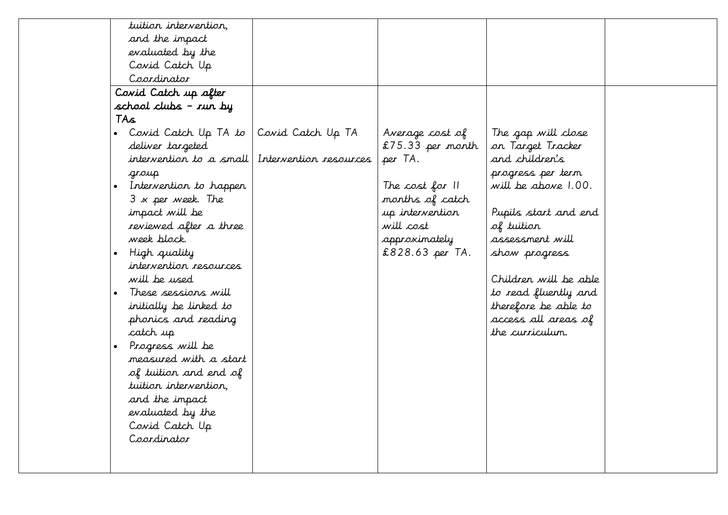|  |  |  |  |  |  |
| --- | --- | --- | --- | --- | --- |
|  | tuition intervention, and the impact evaluated by the Covid Catch Up Coordinator |  |  |  |  |
|  | **Covid Catch up after school clubs – run by TAs**<br>• Covid Catch Up TA to deliver targeted intervention to a small group<br>• Intervention to happen 3 x per week. The impact will be reviewed after a three week block.<br>• High quality intervention resources will be used<br>• These sessions will initially be linked to phonics and reading catch up<br>• Progress will be measured with a start of tuition and end of tuition intervention, and the impact evaluated by the Covid Catch Up Coordinator | Covid Catch Up TA<br><br>Intervention resources | Average cost of £75.33 per month per TA.<br><br>The cost for 11 months of catch up intervention will cost approximately £828.63 per TA. | The gap will close on Target Tracker and children's progress per term will be above 1.00.<br><br>Pupils start and end of tuition assessment will show progress<br><br>Children will be able to read fluently and therefore be able to access all areas of the curriculum. |  |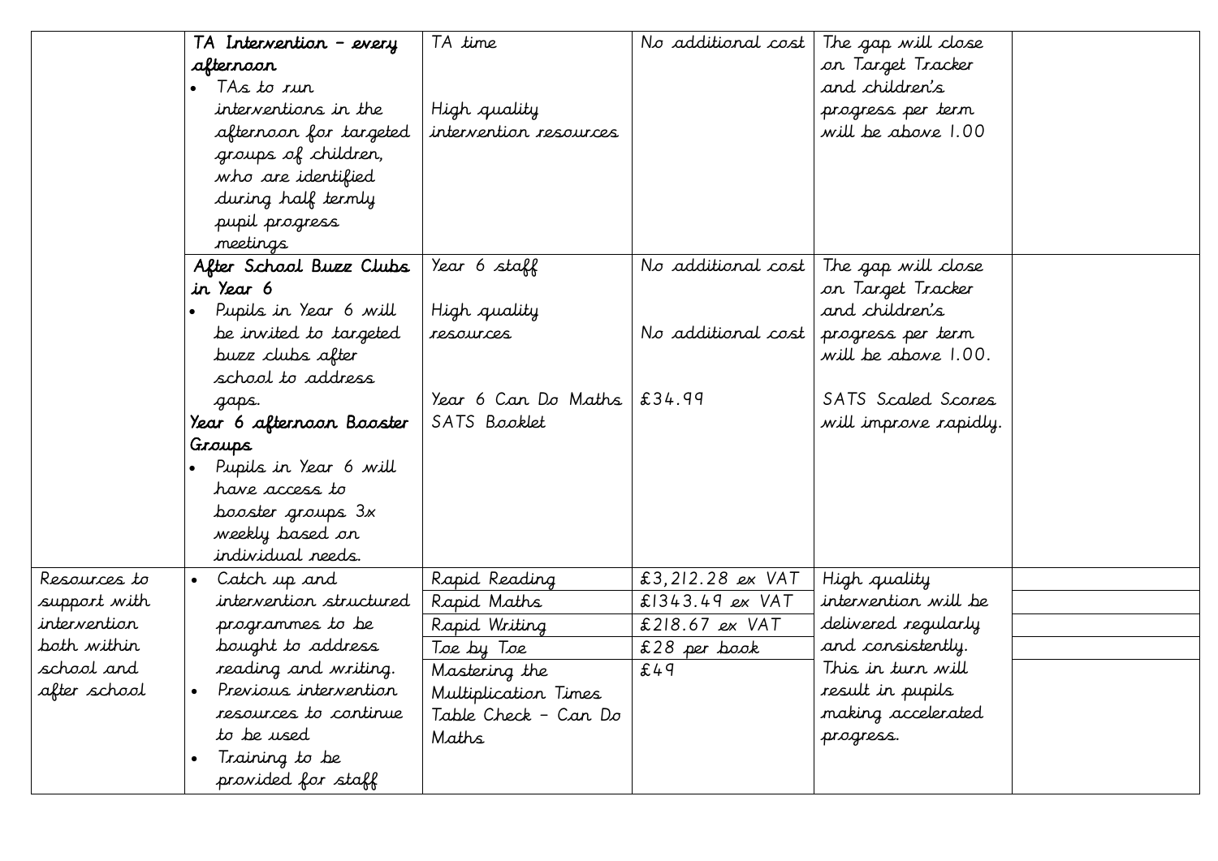| | | | | | |
|---|---|---|---|---|---|
| | **TA Intervention – every afternoon**<br>• TAs to run interventions in the afternoon for targeted groups of children, who are identified during half termly pupil progress meetings | TA time<br><br>High quality intervention resources | No additional cost | The gap will close on Target Tracker and children's progress per term will be above 1.00 | |
| | **After School Buzz Clubs in Year 6**<br>• Pupils in Year 6 will be invited to targeted buzz clubs after school to address gaps.<br>**Year 6 afternoon Booster Groups**<br>• Pupils in Year 6 will have access to booster groups 3x weekly based on individual needs. | Year 6 staff<br><br>High quality resources<br><br>Year 6 Can Do Maths SATS Booklet | No additional cost<br><br>No additional cost<br><br>£34.99 | The gap will close on Target Tracker and children's progress per term will be above 1.00.<br><br>SATS Scaled Scores will improve rapidly. | |
| Resources to support with intervention both within school and after school | • Catch up and intervention structured programmes to be bought to address reading and writing.<br>• Previous intervention resources to continue to be used<br>• Training to be provided for staff | Rapid Reading | £3,212.28 ex VAT | High quality intervention will be delivered regularly and consistently. This in turn will result in pupils making accelerated progress. | |
| | | Rapid Maths | £1343.49 ex VAT | | |
| | | Rapid Writing | £218.67 ex VAT | | |
| | | Toe by Toe | £28 per book | | |
| | | Mastering the Multiplication Times Table Check – Can Do Maths | £49 | | |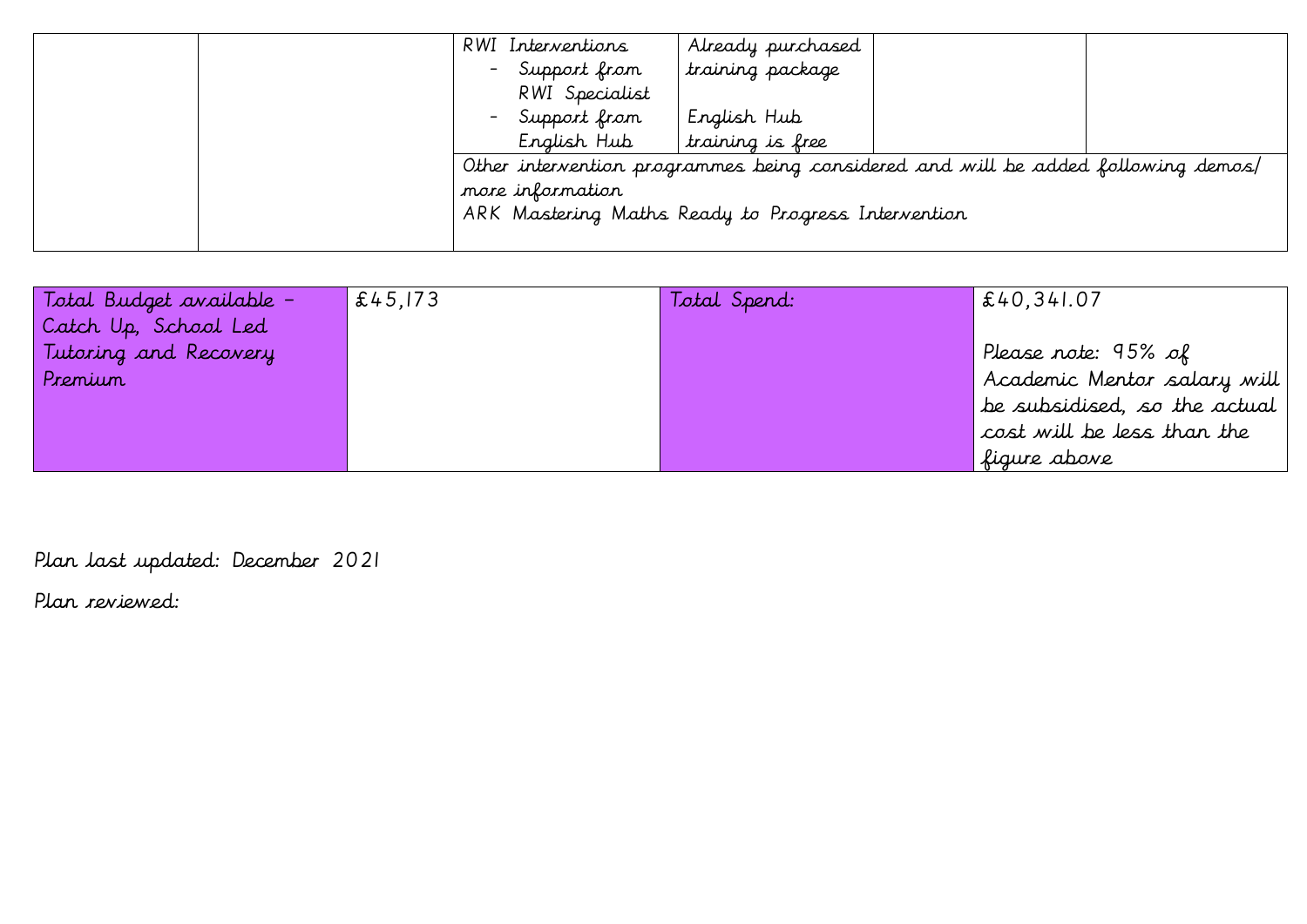| | | | | | |
|---|---|---|---|---|---|
| | | RWI Interventions<br>- Support from RWI Specialist<br>- Support from English Hub | Already purchased training package<br><br>English Hub training is free | | |
| | | Other intervention programmes being considered and will be added following demos/ more information<br>ARK Mastering Maths Ready to Progress Intervention | | | |

| | | | |
|---|---|---|---|
| Total Budget available – Catch Up, School Led Tutoring and Recovery Premium | £45,173 | Total Spend: | £40,341.07<br><br>Please note: 95% of Academic Mentor salary will be subsidised, so the actual cost will be less than the figure above |

Plan last updated: December 2021

Plan reviewed: